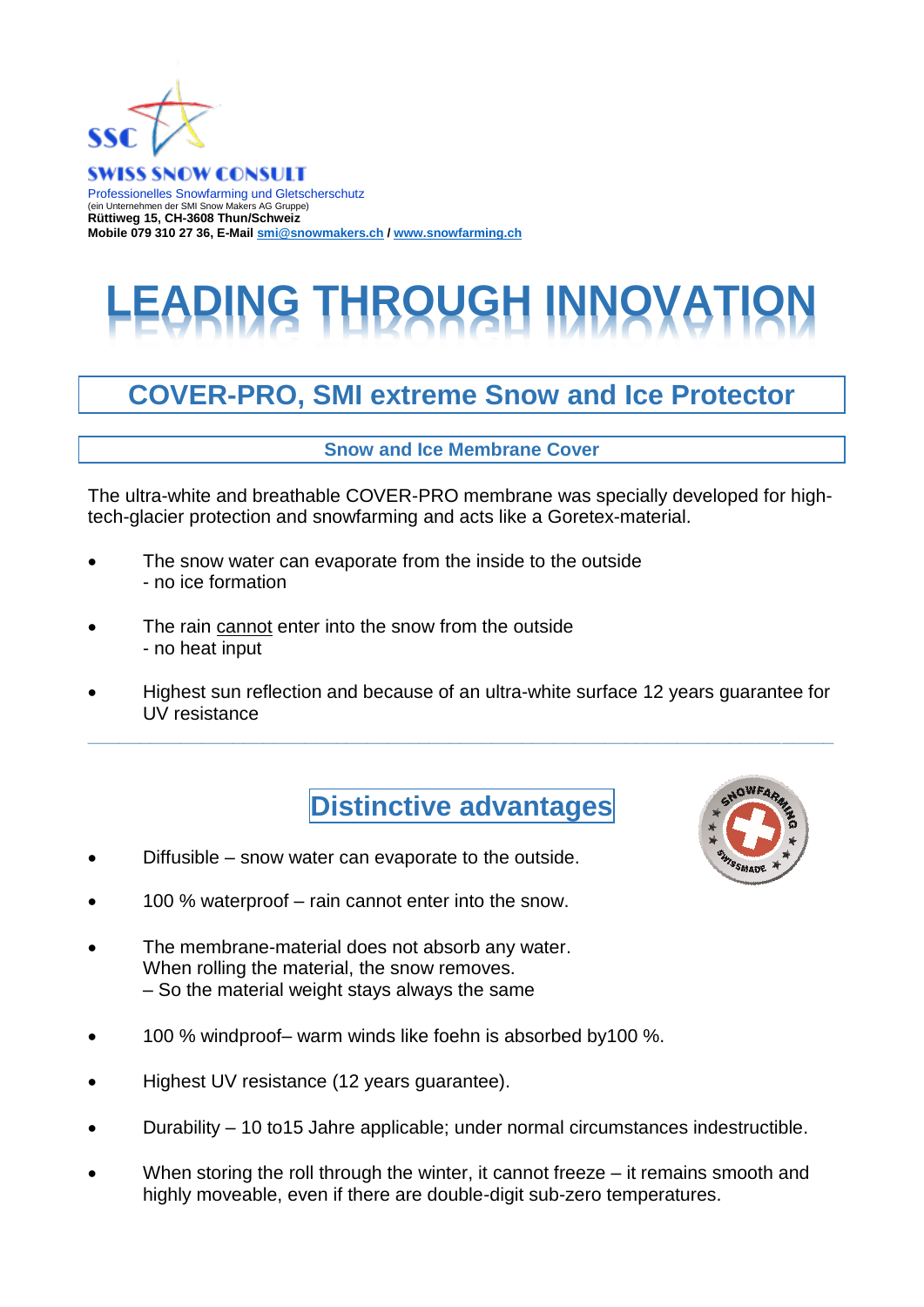SSC

**SWISS SNOW CONSULT**

Professionelles Snowfarming und Gletscherschutz
(ein Unternehmen der SMI Snow Makers AG Gruppe)
**Rüttiweg 15, CH-3608 Thun/Schweiz**
**Mobile 079 310 27 36, E-Mail smi@snowmakers.ch / www.snowfarming.ch**

# LEADING THROUGH INNOVATION

## COVER-PRO, SMI extreme Snow and Ice Protector

### Snow and Ice Membrane Cover

The ultra-white and breathable COVER-PRO membrane was specially developed for high-tech-glacier protection and snowfarming and acts like a Goretex-material.

- The snow water can evaporate from the inside to the outside
  - no ice formation
- The rain cannot enter into the snow from the outside
  - no heat input
- Highest sun reflection and because of an ultra-white surface 12 years guarantee for UV resistance

---

## Distinctive advantages

SNOWFARMING SWISSMADE

- Diffusible – snow water can evaporate to the outside.
- 100 % waterproof – rain cannot enter into the snow.
- The membrane-material does not absorb any water.
  When rolling the material, the snow removes.
  – So the material weight stays always the same
- 100 % windproof– warm winds like foehn is absorbed by100 %.
- Highest UV resistance (12 years guarantee).
- Durability – 10 to15 Jahre applicable; under normal circumstances indestructible.
- When storing the roll through the winter, it cannot freeze – it remains smooth and highly moveable, even if there are double-digit sub-zero temperatures.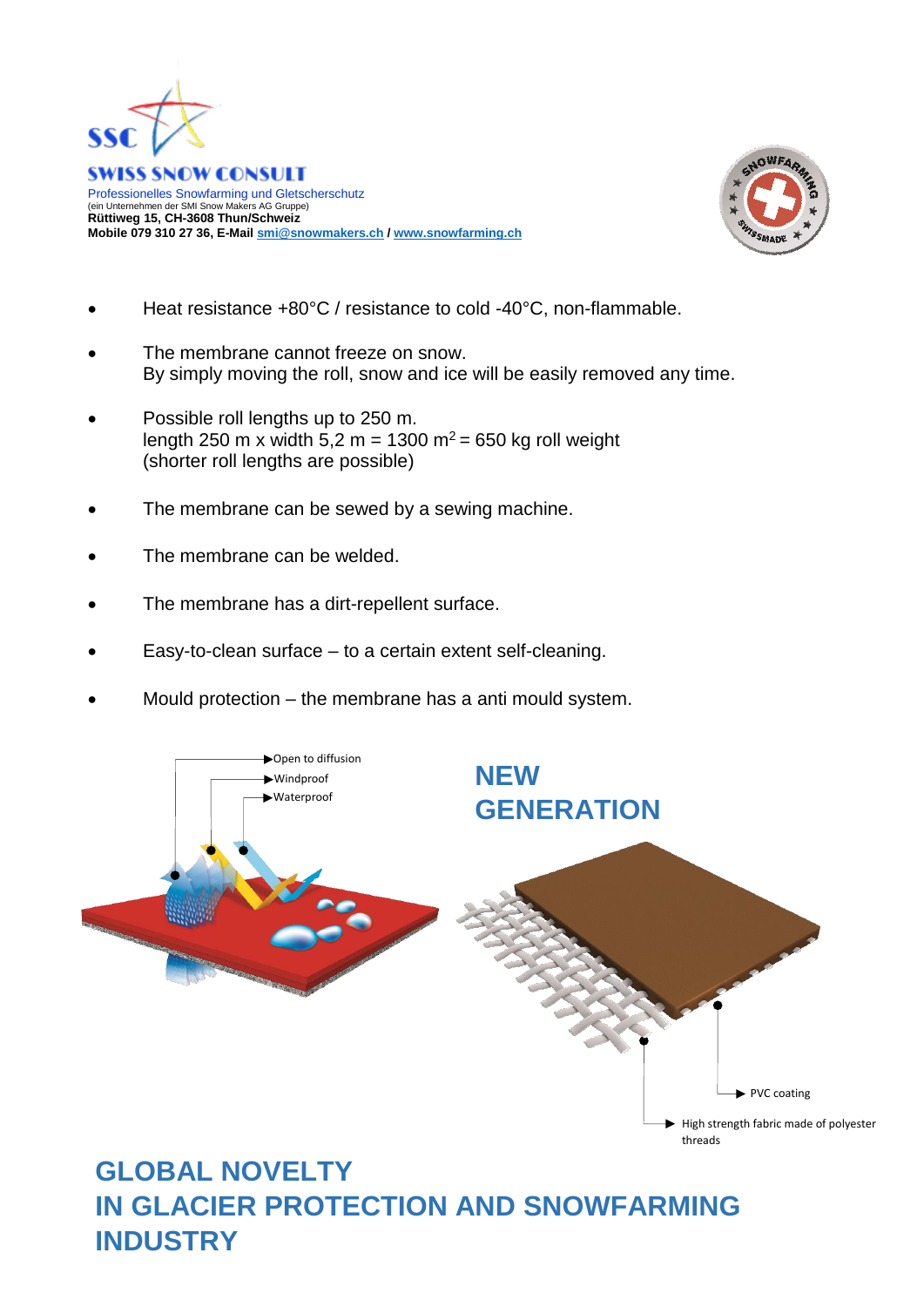SSC

SWISS SNOW CONSULT

Professionelles Snowfarming und Gletscherschutz
(ein Unternehmen der SMI Snow Makers AG Gruppe)
**Rüttiweg 15, CH-3608 Thun/Schweiz**
**Mobile 079 310 27 36, E-Mail smi@snowmakers.ch / www.snowfarming.ch**

- Heat resistance +80°C / resistance to cold -40°C, non-flammable.
- The membrane cannot freeze on snow.
  By simply moving the roll, snow and ice will be easily removed any time.
- Possible roll lengths up to 250 m.
  length 250 m x width 5,2 m = 1300 m$^2$ = 650 kg roll weight
  (shorter roll lengths are possible)
- The membrane can be sewed by a sewing machine.
- The membrane can be welded.
- The membrane has a dirt-repellent surface.
- Easy-to-clean surface – to a certain extent self-cleaning.
- Mould protection – the membrane has a anti mould system.

Open to diffusion
Windproof
Waterproof

## NEW GENERATION

PVC coating
High strength fabric made of polyester threads

# GLOBAL NOVELTY IN GLACIER PROTECTION AND SNOWFARMING INDUSTRY